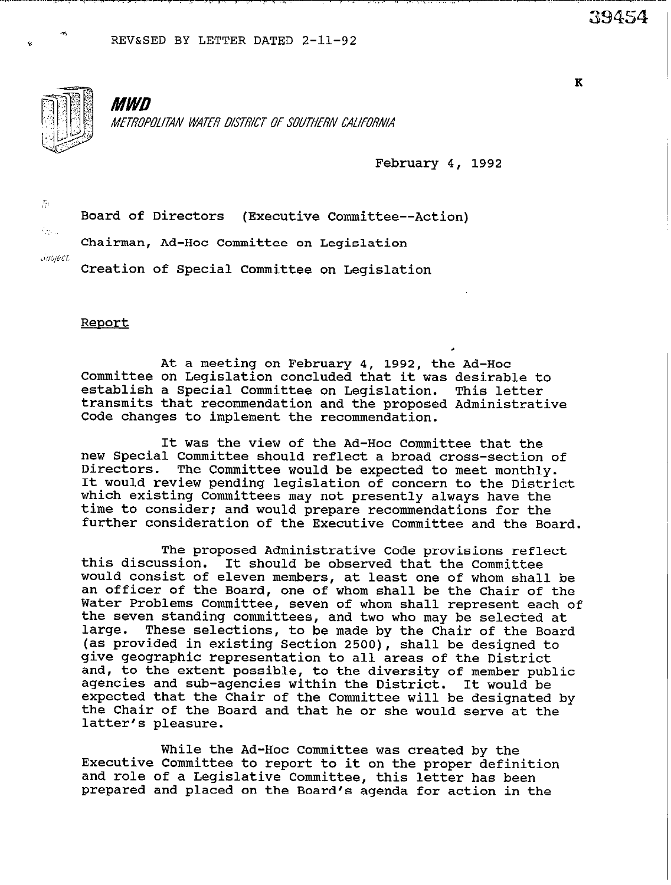REV&SED BY LETTER DATED 2-11-92

39454

K

**MWD**

*METROPOLITAN WATER DISTRICT OF SOUTHERN CALIFORNIA*

February 4, 1992

To: Board of Directors (Executive Committee--Action)

From: Chairman, Ad-Hoc Committee on Legislation

Subject: Creation of Special Committee on Legislation

Report

At a meeting on February 4, 1992, the Ad-Hoc Committee on Legislation concluded that it was desirable to establish a Special Committee on Legislation. This letter transmits that recommendation and the proposed Administrative Code changes to implement the recommendation.

It was the view of the Ad-Hoc Committee that the new Special Committee should reflect a broad cross-section of Directors. The Committee would be expected to meet monthly. It would review pending legislation of concern to the District which existing Committees may not presently always have the time to consider; and would prepare recommendations for the further consideration of the Executive Committee and the Board.

The proposed Administrative Code provisions reflect this discussion. It should be observed that the Committee would consist of eleven members, at least one of whom shall be an officer of the Board, one of whom shall be the Chair of the Water Problems Committee, seven of whom shall represent each of the seven standing committees, and two who may be selected at large. These selections, to be made by the Chair of the Board (as provided in existing Section 2500), shall be designed to give geographic representation to all areas of the District and, to the extent possible, to the diversity of member public agencies and sub-agencies within the District. It would be expected that the Chair of the Committee will be designated by the Chair of the Board and that he or she would serve at the latter's pleasure.

While the Ad-Hoc Committee was created by the Executive Committee to report to it on the proper definition and role of a Legislative Committee, this letter has been prepared and placed on the Board's agenda for action in the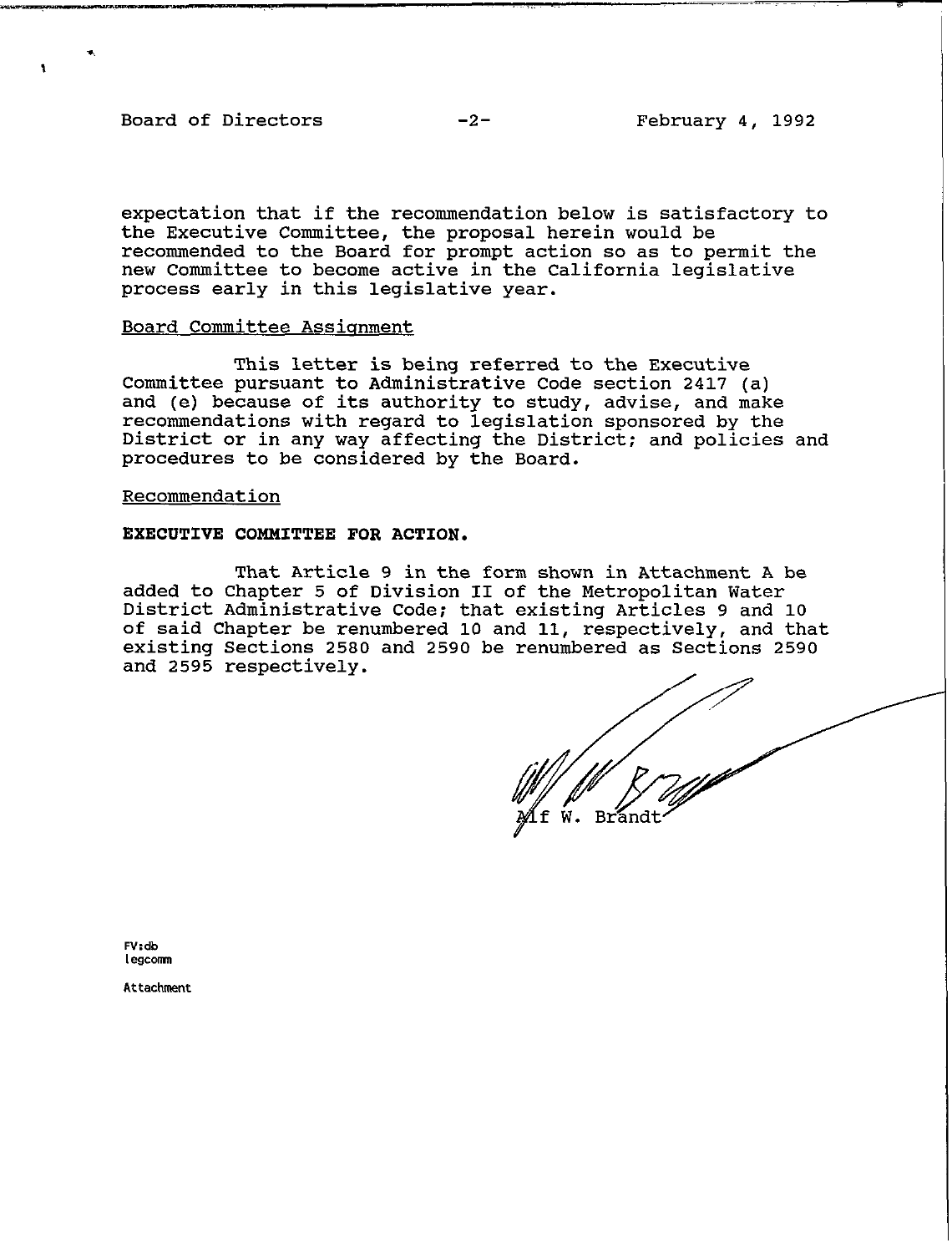expectation that if the recommendation below is satisfactory to the Executive Committee, the proposal herein would be recommended to the Board for prompt action so as to permit the new Committee to become active in the California legislative process early in this legislative year.

## Board Committee Assignment

This letter is being referred to the Executive Committee pursuant to Administrative Code section 2417 (a) and (e) because of its authority to study, advise, and make recommendations with regard to legislation sponsored by the District or in any way affecting the District; and policies and procedures to be considered by the Board.

## Recommendation

**EXECUTIVE COMMITTEE FOR ACTION.**

That Article 9 in the form shown in Attachment A be added to Chapter 5 of Division II of the Metropolitan Water District Administrative Code; that existing Articles 9 and 10 of said Chapter be renumbered 10 and 11, respectively, and that existing Sections 2580 and 2590 be renumbered as Sections 2590 and 2595 respectively.

Alf W. Brandt

FV:db
legcomm

Attachment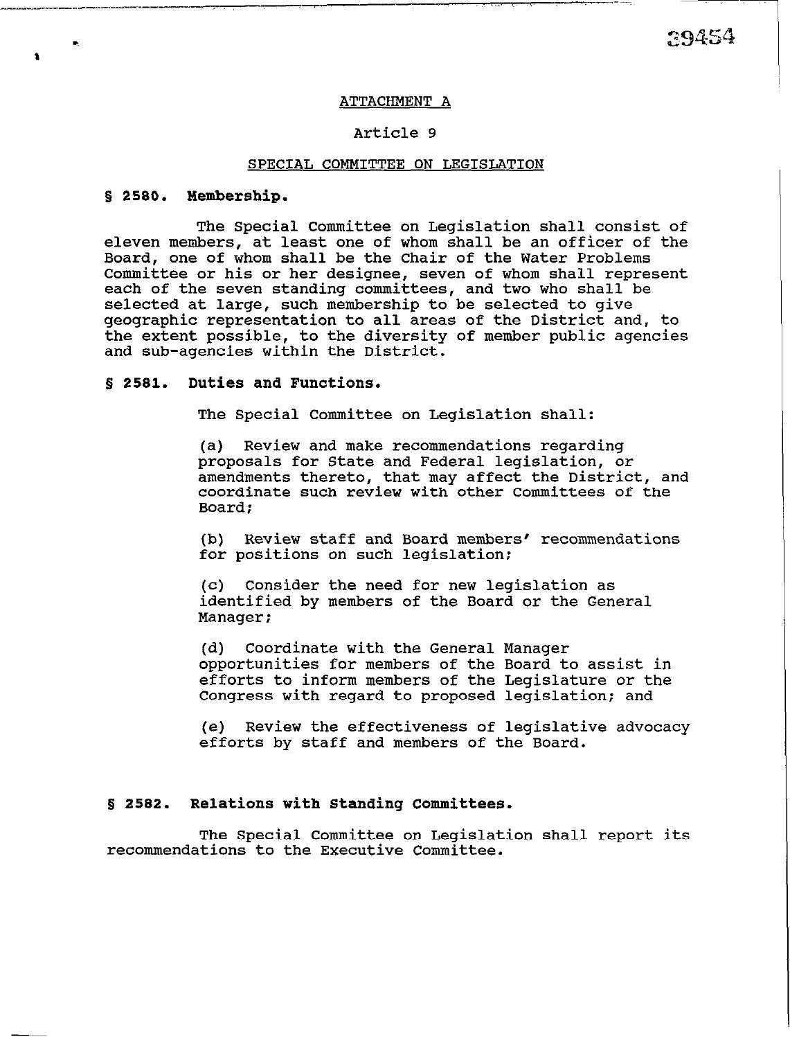ATTACHMENT A

Article 9

SPECIAL COMMITTEE ON LEGISLATION

**§ 2580. Membership.**

The Special Committee on Legislation shall consist of eleven members, at least one of whom shall be an officer of the Board, one of whom shall be the Chair of the Water Problems Committee or his or her designee, seven of whom shall represent each of the seven standing committees, and two who shall be selected at large, such membership to be selected to give geographic representation to all areas of the District and, to the extent possible, to the diversity of member public agencies and sub-agencies within the District.

**§ 2581. Duties and Functions.**

The Special Committee on Legislation shall:

(a) Review and make recommendations regarding proposals for State and Federal legislation, or amendments thereto, that may affect the District, and coordinate such review with other Committees of the Board;

(b) Review staff and Board members' recommendations for positions on such legislation;

(c) Consider the need for new legislation as identified by members of the Board or the General Manager;

(d) Coordinate with the General Manager opportunities for members of the Board to assist in efforts to inform members of the Legislature or the Congress with regard to proposed legislation; and

(e) Review the effectiveness of legislative advocacy efforts by staff and members of the Board.

**§ 2582. Relations with Standing Committees.**

The Special Committee on Legislation shall report its recommendations to the Executive Committee.